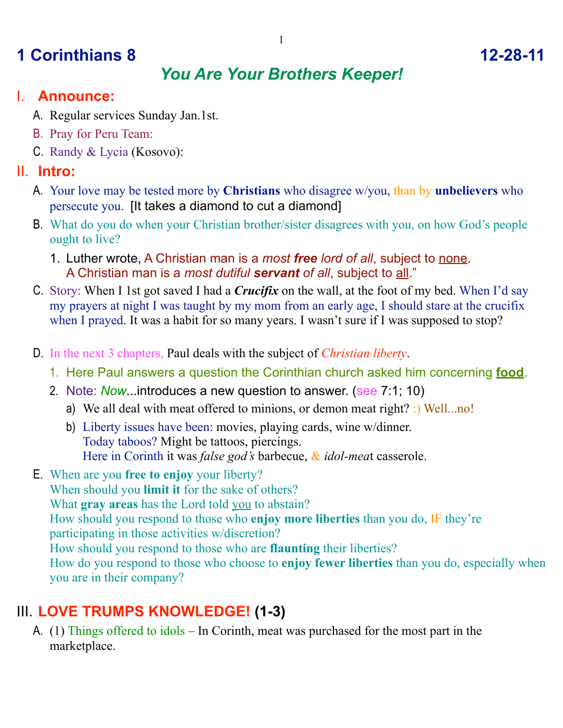# 1 Corinthians 8 12-28-11

## *You Are Your Brothers Keeper!*

## I. Announce:

A. Regular services Sunday Jan.1st.

B. Pray for Peru Team:

C. Randy & Lycia (Kosovo):

## II. Intro:

A. Your love may be tested more by **Christians** who disagree w/you, than by **unbelievers** who persecute you. [It takes a diamond to cut a diamond]

B. What do you do when your Christian brother/sister disagrees with you, on how God's people ought to live?

1. Luther wrote, A Christian man is a *most **free** lord of all*, subject to none.
   A Christian man is a *most dutiful **servant** of all*, subject to all."

C. Story: When I 1st got saved I had a ***Crucifix*** on the wall, at the foot of my bed. When I'd say my prayers at night I was taught by my mom from an early age, I should stare at the crucifix when I prayed. It was a habit for so many years. I wasn't sure if I was supposed to stop?

D. In the next 3 chapters, Paul deals with the subject of *Christian liberty*.

1. Here Paul answers a question the Corinthian church asked him concerning **food**.
2. Note: *Now*...introduces a new question to answer. (see 7:1; 10)
   a) We all deal with meat offered to minions, or demon meat right? :) Well...no!
   b) Liberty issues have been: movies, playing cards, wine w/dinner.
      Today taboos? Might be tattoos, piercings.
      Here in Corinth it was *false god's* barbecue, & *idol-mea*t casserole.

E. When are you **free to enjoy** your liberty?
When should you **limit it** for the sake of others?
What **gray areas** has the Lord told you to abstain?
How should you respond to those who **enjoy more liberties** than you do, IF they're participating in those activities w/discretion?
How should you respond to those who are **flaunting** their liberties?
How do you respond to those who choose to **enjoy fewer liberties** than you do, especially when you are in their company?

## III. LOVE TRUMPS KNOWLEDGE! (1-3)

A. (1) Things offered to idols – In Corinth, meat was purchased for the most part in the marketplace.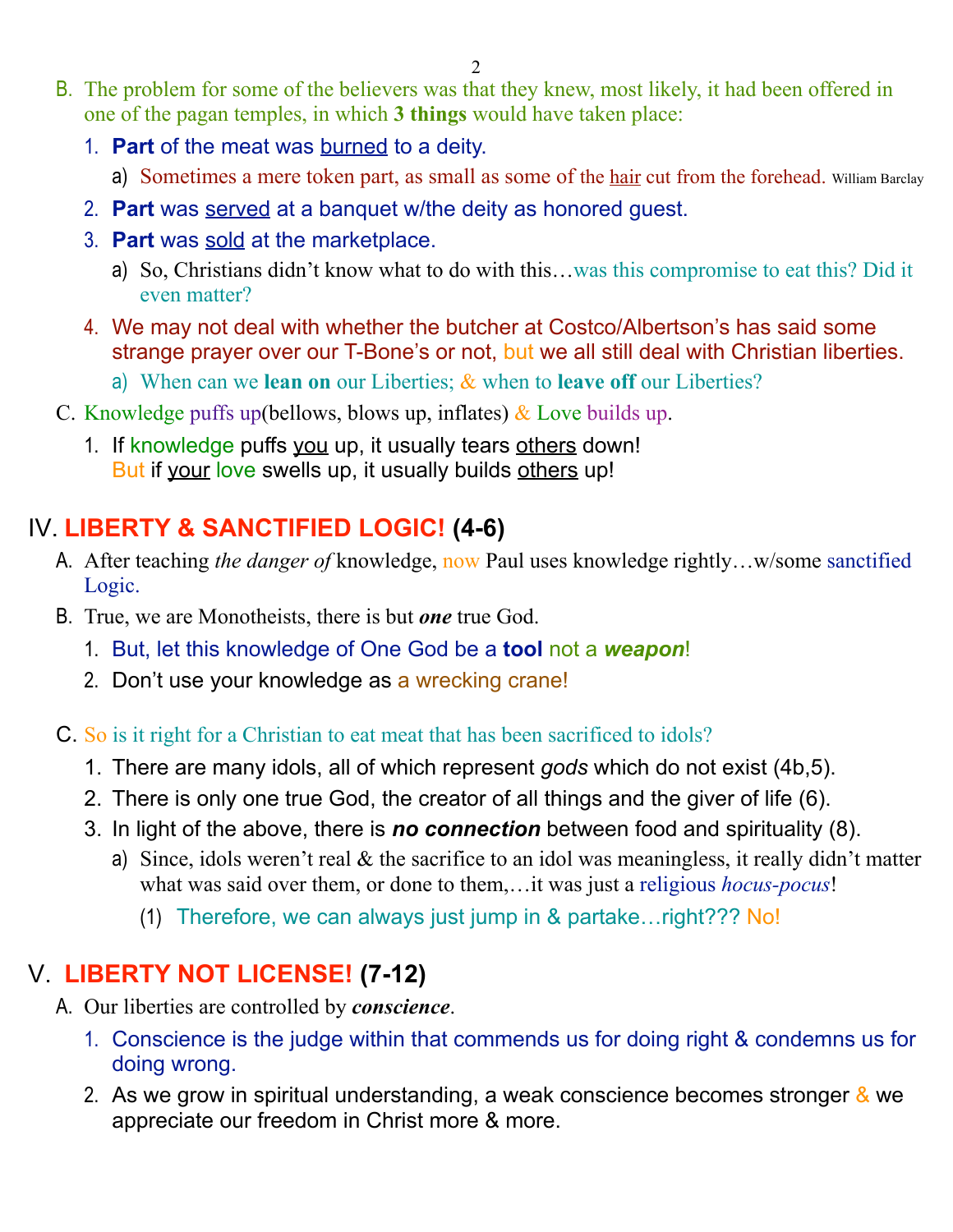B. The problem for some of the believers was that they knew, most likely, it had been offered in one of the pagan temples, in which **3 things** would have taken place:

1. **Part** of the meat was <u>burned</u> to a deity.
   a) Sometimes a mere token part, as small as some of the <u>hair</u> cut from the forehead. William Barclay
2. **Part** was <u>served</u> at a banquet w/the deity as honored guest.
3. **Part** was <u>sold</u> at the marketplace.
   a) So, Christians didn't know what to do with this…was this compromise to eat this? Did it even matter?
4. We may not deal with whether the butcher at Costco/Albertson's has said some strange prayer over our T-Bone's or not, but we all still deal with Christian liberties.
   a) When can we **lean on** our Liberties; & when to **leave off** our Liberties?

C. Knowledge puffs up(bellows, blows up, inflates) & Love builds up.

1. If knowledge puffs <u>you</u> up, it usually tears <u>others</u> down!
   But if <u>your</u> love swells up, it usually builds <u>others</u> up!

## IV. LIBERTY & SANCTIFIED LOGIC! (4-6)

A. After teaching *the danger of* knowledge, now Paul uses knowledge rightly…w/some sanctified Logic.

B. True, we are Monotheists, there is but ***one*** true God.

1. But, let this knowledge of One God be a **tool** not a ***weapon***!
2. Don't use your knowledge as a wrecking crane!

C. So is it right for a Christian to eat meat that has been sacrificed to idols?

1. There are many idols, all of which represent *gods* which do not exist (4b,5).
2. There is only one true God, the creator of all things and the giver of life (6).
3. In light of the above, there is ***no connection*** between food and spirituality (8).
   a) Since, idols weren't real & the sacrifice to an idol was meaningless, it really didn't matter what was said over them, or done to them,…it was just a religious *hocus-pocus*!
      (1) Therefore, we can always just jump in & partake…right??? No!

## V. LIBERTY NOT LICENSE! (7-12)

A. Our liberties are controlled by ***conscience***.

1. Conscience is the judge within that commends us for doing right & condemns us for doing wrong.
2. As we grow in spiritual understanding, a weak conscience becomes stronger & we appreciate our freedom in Christ more & more.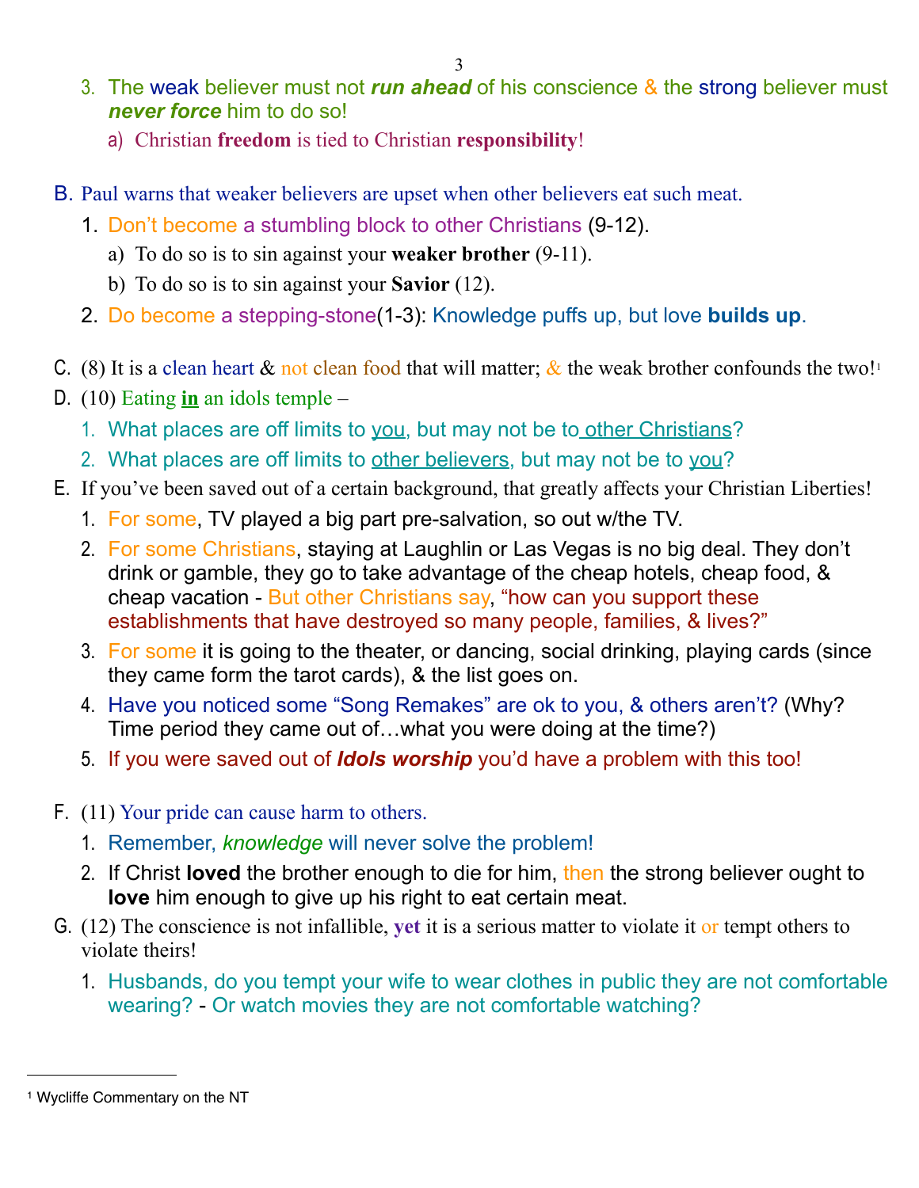3. The weak believer must not ***run ahead*** of his conscience & the strong believer must ***never force*** him to do so!
    a) Christian **freedom** is tied to Christian **responsibility**!

B. Paul warns that weaker believers are upset when other believers eat such meat.
    1. Don't become a stumbling block to other Christians (9-12).
        a) To do so is to sin against your **weaker brother** (9-11).
        b) To do so is to sin against your **Savior** (12).
    2. Do become a stepping-stone(1-3): Knowledge puffs up, but love **builds up**.

C. (8) It is a clean heart & not clean food that will matter; & the weak brother confounds the two![1]

D. (10) Eating **in** an idols temple –
    1. What places are off limits to you, but may not be to other Christians?
    2. What places are off limits to other believers, but may not be to you?

E. If you've been saved out of a certain background, that greatly affects your Christian Liberties!
    1. For some, TV played a big part pre-salvation, so out w/the TV.
    2. For some Christians, staying at Laughlin or Las Vegas is no big deal. They don't drink or gamble, they go to take advantage of the cheap hotels, cheap food, & cheap vacation - But other Christians say, "how can you support these establishments that have destroyed so many people, families, & lives?"
    3. For some it is going to the theater, or dancing, social drinking, playing cards (since they came form the tarot cards), & the list goes on.
    4. Have you noticed some "Song Remakes" are ok to you, & others aren't? (Why? Time period they came out of…what you were doing at the time?)
    5. If you were saved out of ***Idols worship*** you'd have a problem with this too!

F. (11) Your pride can cause harm to others.
    1. Remember, *knowledge* will never solve the problem!
    2. If Christ **loved** the brother enough to die for him, then the strong believer ought to **love** him enough to give up his right to eat certain meat.

G. (12) The conscience is not infallible, **yet** it is a serious matter to violate it or tempt others to violate theirs!
    1. Husbands, do you tempt your wife to wear clothes in public they are not comfortable wearing? - Or watch movies they are not comfortable watching?

---

[1] Wycliffe Commentary on the NT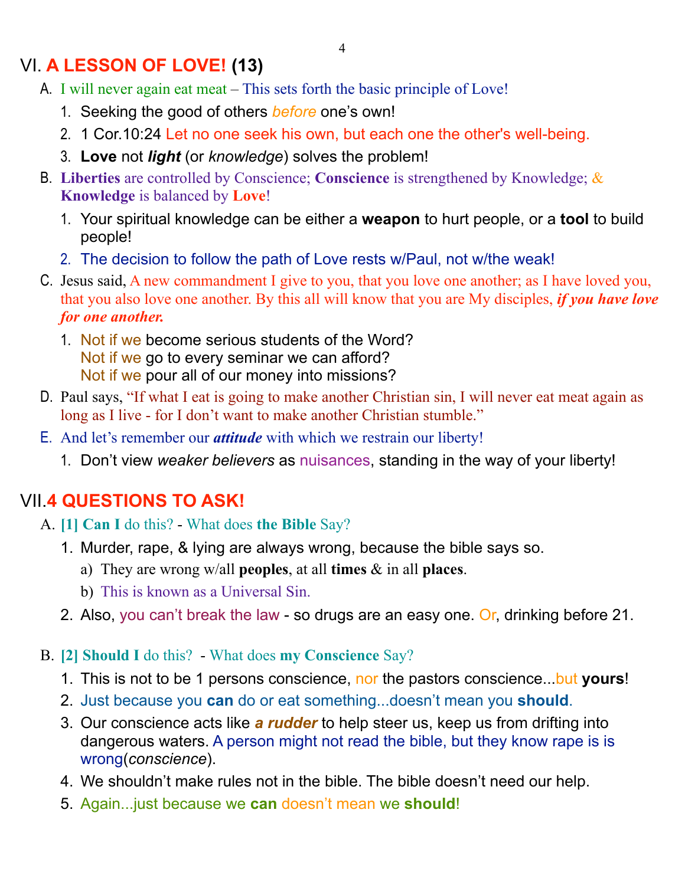## VI. **A LESSON OF LOVE! (13)**

A. I will never again eat meat – This sets forth the basic principle of Love!

1. Seeking the good of others *before* one's own!
2. 1 Cor.10:24 Let no one seek his own, but each one the other's well-being.
3. **Love** not ***light*** (or *knowledge*) solves the problem!

B. **Liberties** are controlled by Conscience; **Conscience** is strengthened by Knowledge; & **Knowledge** is balanced by **Love**!

1. Your spiritual knowledge can be either a **weapon** to hurt people, or a **tool** to build people!
2. The decision to follow the path of Love rests w/Paul, not w/the weak!

C. Jesus said, A new commandment I give to you, that you love one another; as I have loved you, that you also love one another. By this all will know that you are My disciples, ***if you have love for one another.***

1. Not if we become serious students of the Word?
   Not if we go to every seminar we can afford?
   Not if we pour all of our money into missions?

D. Paul says, "If what I eat is going to make another Christian sin, I will never eat meat again as long as I live - for I don't want to make another Christian stumble."

E. And let's remember our ***attitude*** with which we restrain our liberty!

1. Don't view *weaker believers* as nuisances, standing in the way of your liberty!

## VII. **4 QUESTIONS TO ASK!**

A. **[1] Can I** do this? - What does **the Bible** Say?

1. Murder, rape, & lying are always wrong, because the bible says so.
   a) They are wrong w/all **peoples**, at all **times** & in all **places**.
   b) This is known as a Universal Sin.
2. Also, you can't break the law - so drugs are an easy one. Or, drinking before 21.

B. **[2] Should I** do this? - What does **my Conscience** Say?

1. This is not to be 1 persons conscience, nor the pastors conscience...but **yours**!
2. Just because you **can** do or eat something...doesn't mean you **should**.
3. Our conscience acts like ***a rudder*** to help steer us, keep us from drifting into dangerous waters. A person might not read the bible, but they know rape is is wrong(*conscience*).
4. We shouldn't make rules not in the bible. The bible doesn't need our help.
5. Again...just because we **can** doesn't mean we **should**!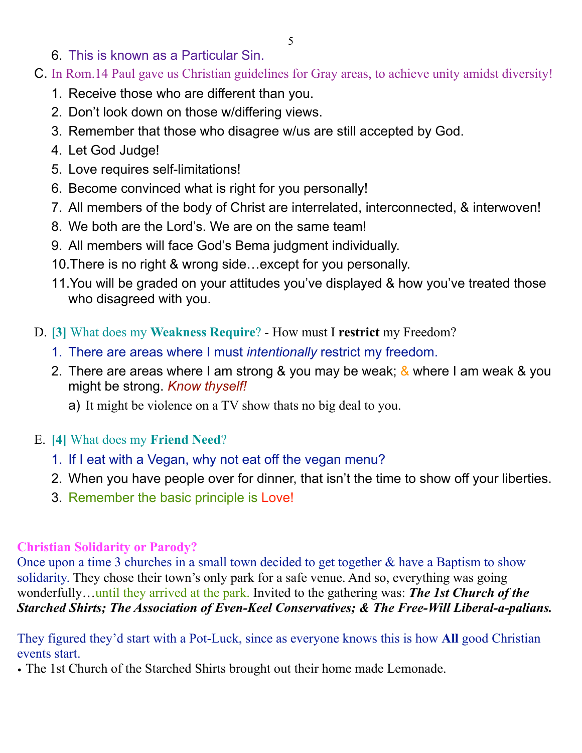6. This is known as a Particular Sin.

C. In Rom.14 Paul gave us Christian guidelines for Gray areas, to achieve unity amidst diversity!

1. Receive those who are different than you.
2. Don't look down on those w/differing views.
3. Remember that those who disagree w/us are still accepted by God.
4. Let God Judge!
5. Love requires self-limitations!
6. Become convinced what is right for you personally!
7. All members of the body of Christ are interrelated, interconnected, & interwoven!
8. We both are the Lord's. We are on the same team!
9. All members will face God's Bema judgment individually.
10. There is no right & wrong side…except for you personally.
11. You will be graded on your attitudes you've displayed & how you've treated those who disagreed with you.

D. **[3]** What does my **Weakness Require**? - How must I **restrict** my Freedom?

1. There are areas where I must *intentionally* restrict my freedom.
2. There are areas where I am strong & you may be weak; & where I am weak & you might be strong. *Know thyself!*
   a) It might be violence on a TV show thats no big deal to you.

E. **[4]** What does my **Friend Need**?

1. If I eat with a Vegan, why not eat off the vegan menu?
2. When you have people over for dinner, that isn't the time to show off your liberties.
3. Remember the basic principle is Love!

**Christian Solidarity or Parody?**

Once upon a time 3 churches in a small town decided to get together & have a Baptism to show solidarity. They chose their town's only park for a safe venue. And so, everything was going wonderfully…until they arrived at the park. Invited to the gathering was: ***The 1st Church of the Starched Shirts; The Association of Even-Keel Conservatives; & The Free-Will Liberal-a-palians.***

They figured they'd start with a Pot-Luck, since as everyone knows this is how **All** good Christian events start.

- The 1st Church of the Starched Shirts brought out their home made Lemonade.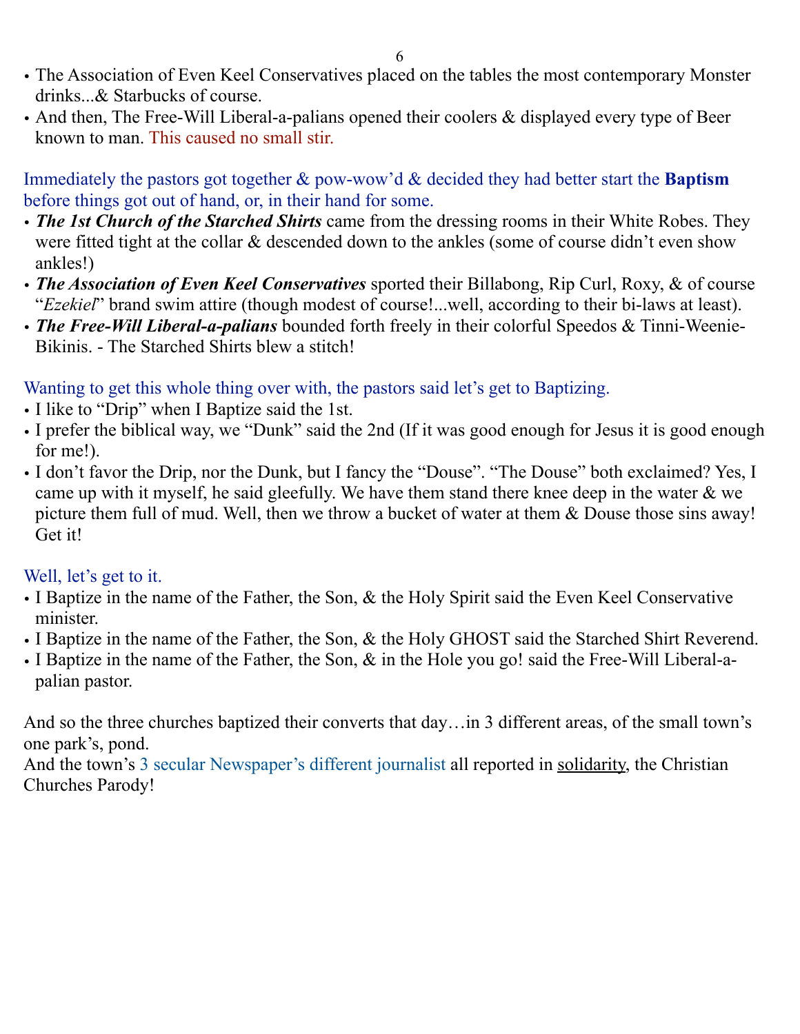- The Association of Even Keel Conservatives placed on the tables the most contemporary Monster drinks...& Starbucks of course.
- And then, The Free-Will Liberal-a-palians opened their coolers & displayed every type of Beer known to man. This caused no small stir.

Immediately the pastors got together & pow-wow'd & decided they had better start the **Baptism** before things got out of hand, or, in their hand for some.

- ***The 1st Church of the Starched Shirts*** came from the dressing rooms in their White Robes. They were fitted tight at the collar & descended down to the ankles (some of course didn't even show ankles!)
- ***The Association of Even Keel Conservatives*** sported their Billabong, Rip Curl, Roxy, & of course "*Ezekiel*" brand swim attire (though modest of course!...well, according to their bi-laws at least).
- ***The Free-Will Liberal-a-palians*** bounded forth freely in their colorful Speedos & Tinni-Weenie-Bikinis. - The Starched Shirts blew a stitch!

Wanting to get this whole thing over with, the pastors said let's get to Baptizing.

- I like to "Drip" when I Baptize said the 1st.
- I prefer the biblical way, we "Dunk" said the 2nd (If it was good enough for Jesus it is good enough for me!).
- I don't favor the Drip, nor the Dunk, but I fancy the "Douse". "The Douse" both exclaimed? Yes, I came up with it myself, he said gleefully. We have them stand there knee deep in the water & we picture them full of mud. Well, then we throw a bucket of water at them & Douse those sins away! Get it!

Well, let's get to it.

- I Baptize in the name of the Father, the Son, & the Holy Spirit said the Even Keel Conservative minister.
- I Baptize in the name of the Father, the Son, & the Holy GHOST said the Starched Shirt Reverend.
- I Baptize in the name of the Father, the Son, & in the Hole you go! said the Free-Will Liberal-a-palian pastor.

And so the three churches baptized their converts that day…in 3 different areas, of the small town's one park's, pond.
And the town's 3 secular Newspaper's different journalist all reported in <u>solidarity</u>, the Christian Churches Parody!